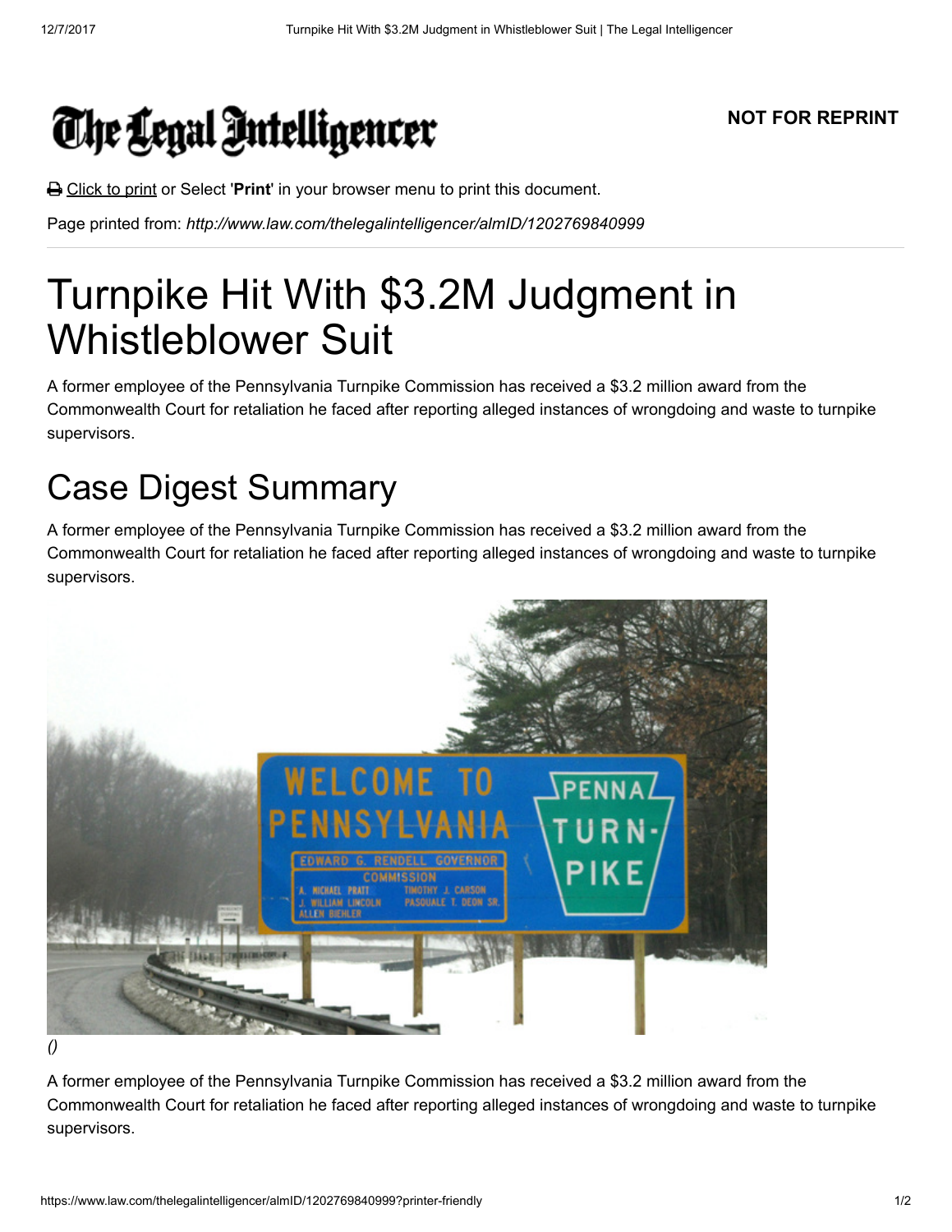The Legal Intelligencer

**NOT FOR REPRINT**

Click to print or Select '**Print**' in your browser menu to print this document.

Page printed from: *http://www.law.com/thelegalintelligencer/almID/1202769840999*

# Turnpike Hit With $3.2M Judgment in Whistleblower Suit

A former employee of the Pennsylvania Turnpike Commission has received a $3.2 million award from the Commonwealth Court for retaliation he faced after reporting alleged instances of wrongdoing and waste to turnpike supervisors.

## Case Digest Summary

A former employee of the Pennsylvania Turnpike Commission has received a $3.2 million award from the Commonwealth Court for retaliation he faced after reporting alleged instances of wrongdoing and waste to turnpike supervisors.

*()*

A former employee of the Pennsylvania Turnpike Commission has received a $3.2 million award from the Commonwealth Court for retaliation he faced after reporting alleged instances of wrongdoing and waste to turnpike supervisors.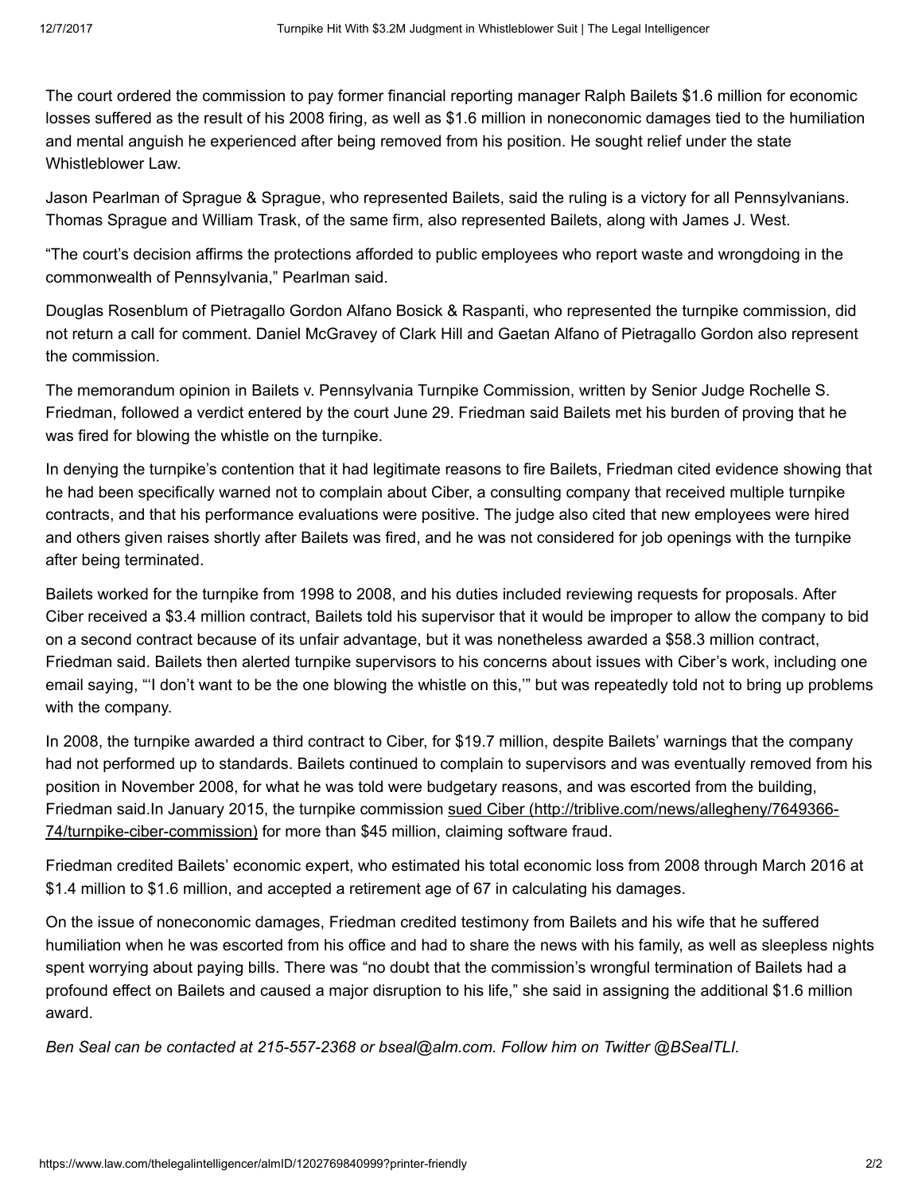The court ordered the commission to pay former financial reporting manager Ralph Bailets $1.6 million for economic losses suffered as the result of his 2008 firing, as well as $1.6 million in noneconomic damages tied to the humiliation and mental anguish he experienced after being removed from his position. He sought relief under the state Whistleblower Law.

Jason Pearlman of Sprague & Sprague, who represented Bailets, said the ruling is a victory for all Pennsylvanians. Thomas Sprague and William Trask, of the same firm, also represented Bailets, along with James J. West.

“The court’s decision affirms the protections afforded to public employees who report waste and wrongdoing in the commonwealth of Pennsylvania,” Pearlman said.

Douglas Rosenblum of Pietragallo Gordon Alfano Bosick & Raspanti, who represented the turnpike commission, did not return a call for comment. Daniel McGravey of Clark Hill and Gaetan Alfano of Pietragallo Gordon also represent the commission.

The memorandum opinion in Bailets v. Pennsylvania Turnpike Commission, written by Senior Judge Rochelle S. Friedman, followed a verdict entered by the court June 29. Friedman said Bailets met his burden of proving that he was fired for blowing the whistle on the turnpike.

In denying the turnpike’s contention that it had legitimate reasons to fire Bailets, Friedman cited evidence showing that he had been specifically warned not to complain about Ciber, a consulting company that received multiple turnpike contracts, and that his performance evaluations were positive. The judge also cited that new employees were hired and others given raises shortly after Bailets was fired, and he was not considered for job openings with the turnpike after being terminated.

Bailets worked for the turnpike from 1998 to 2008, and his duties included reviewing requests for proposals. After Ciber received a $3.4 million contract, Bailets told his supervisor that it would be improper to allow the company to bid on a second contract because of its unfair advantage, but it was nonetheless awarded a $58.3 million contract, Friedman said. Bailets then alerted turnpike supervisors to his concerns about issues with Ciber’s work, including one email saying, “‘I don’t want to be the one blowing the whistle on this,’” but was repeatedly told not to bring up problems with the company.

In 2008, the turnpike awarded a third contract to Ciber, for $19.7 million, despite Bailets’ warnings that the company had not performed up to standards. Bailets continued to complain to supervisors and was eventually removed from his position in November 2008, for what he was told were budgetary reasons, and was escorted from the building, Friedman said.In January 2015, the turnpike commission sued Ciber (http://triblive.com/news/allegheny/7649366-74/turnpike-ciber-commission) for more than $45 million, claiming software fraud.

Friedman credited Bailets’ economic expert, who estimated his total economic loss from 2008 through March 2016 at $1.4 million to $1.6 million, and accepted a retirement age of 67 in calculating his damages.

On the issue of noneconomic damages, Friedman credited testimony from Bailets and his wife that he suffered humiliation when he was escorted from his office and had to share the news with his family, as well as sleepless nights spent worrying about paying bills. There was “no doubt that the commission’s wrongful termination of Bailets had a profound effect on Bailets and caused a major disruption to his life,” she said in assigning the additional $1.6 million award.

*Ben Seal can be contacted at 215-557-2368 or bseal@alm.com. Follow him on Twitter @BSealTLI.*